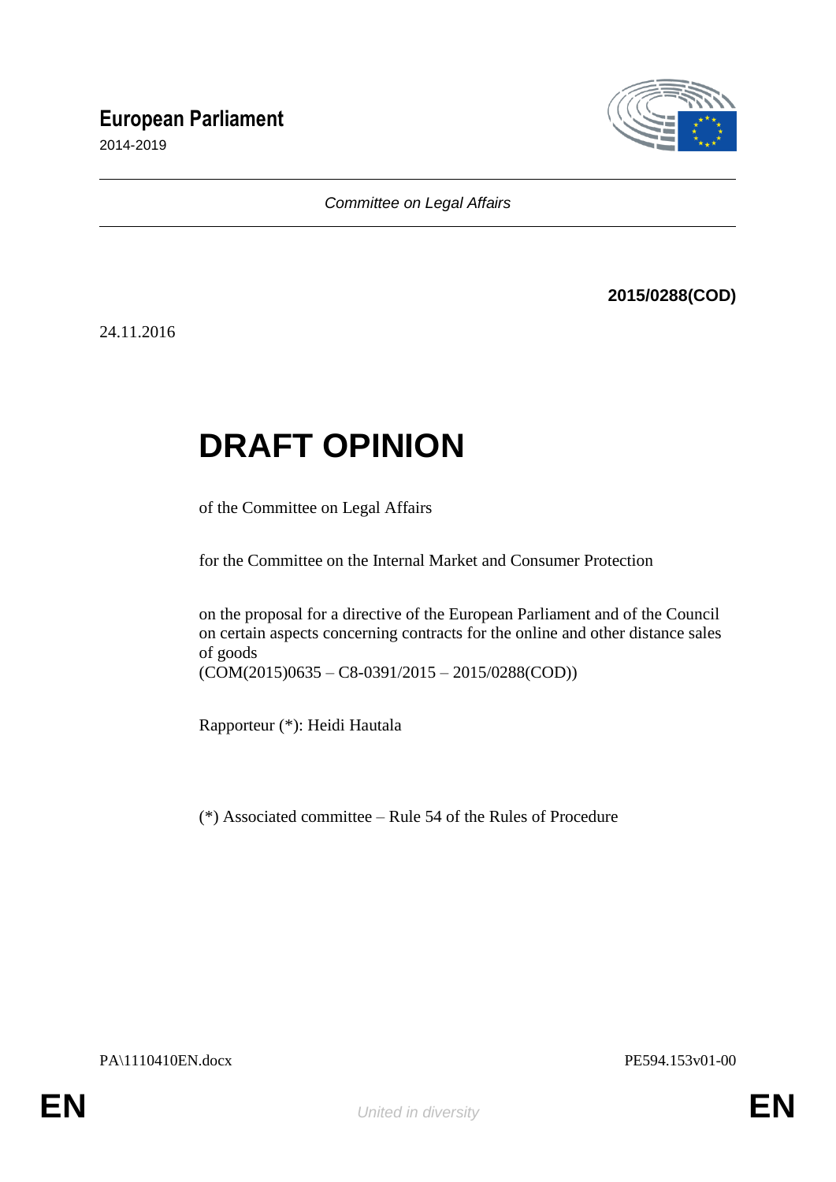**European Parliament**

2014-2019

*Committee on Legal Affairs*

**2015/0288(COD)**

24.11.2016

# DRAFT OPINION

of the Committee on Legal Affairs

for the Committee on the Internal Market and Consumer Protection

on the proposal for a directive of the European Parliament and of the Council on certain aspects concerning contracts for the online and other distance sales of goods
(COM(2015)0635 – C8-0391/2015 – 2015/0288(COD))

Rapporteur (*): Heidi Hautala

(*) Associated committee – Rule 54 of the Rules of Procedure

PA\1110410EN.docx PE594.153v01-00

EN *United in diversity* EN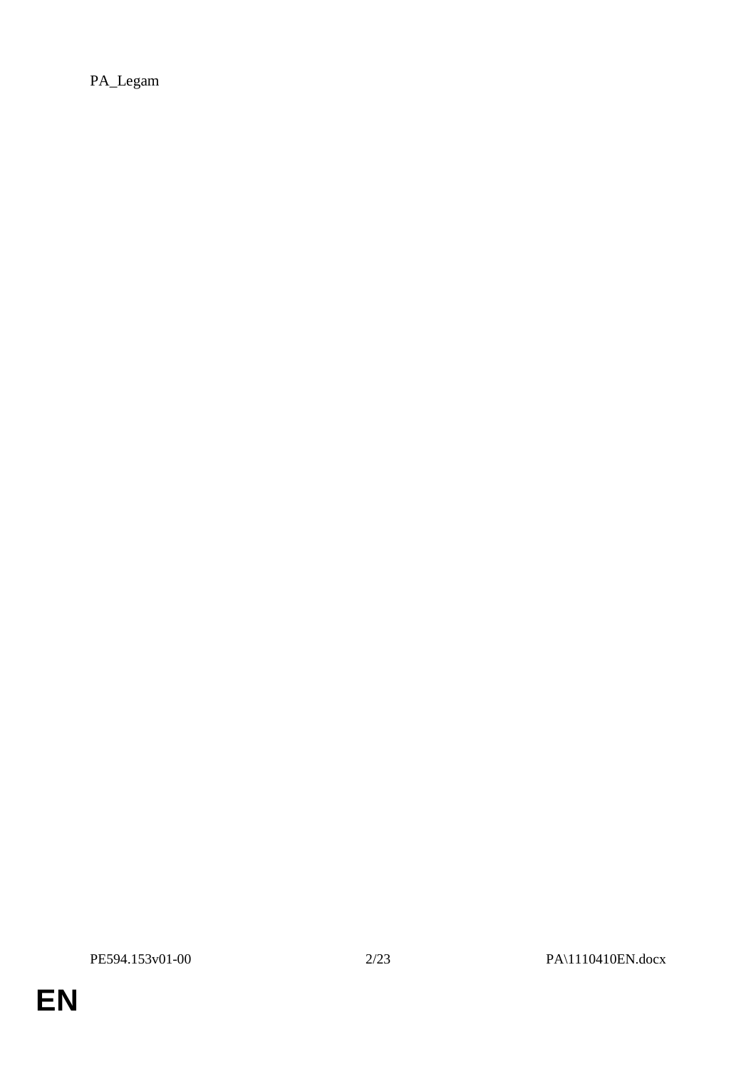PA_Legam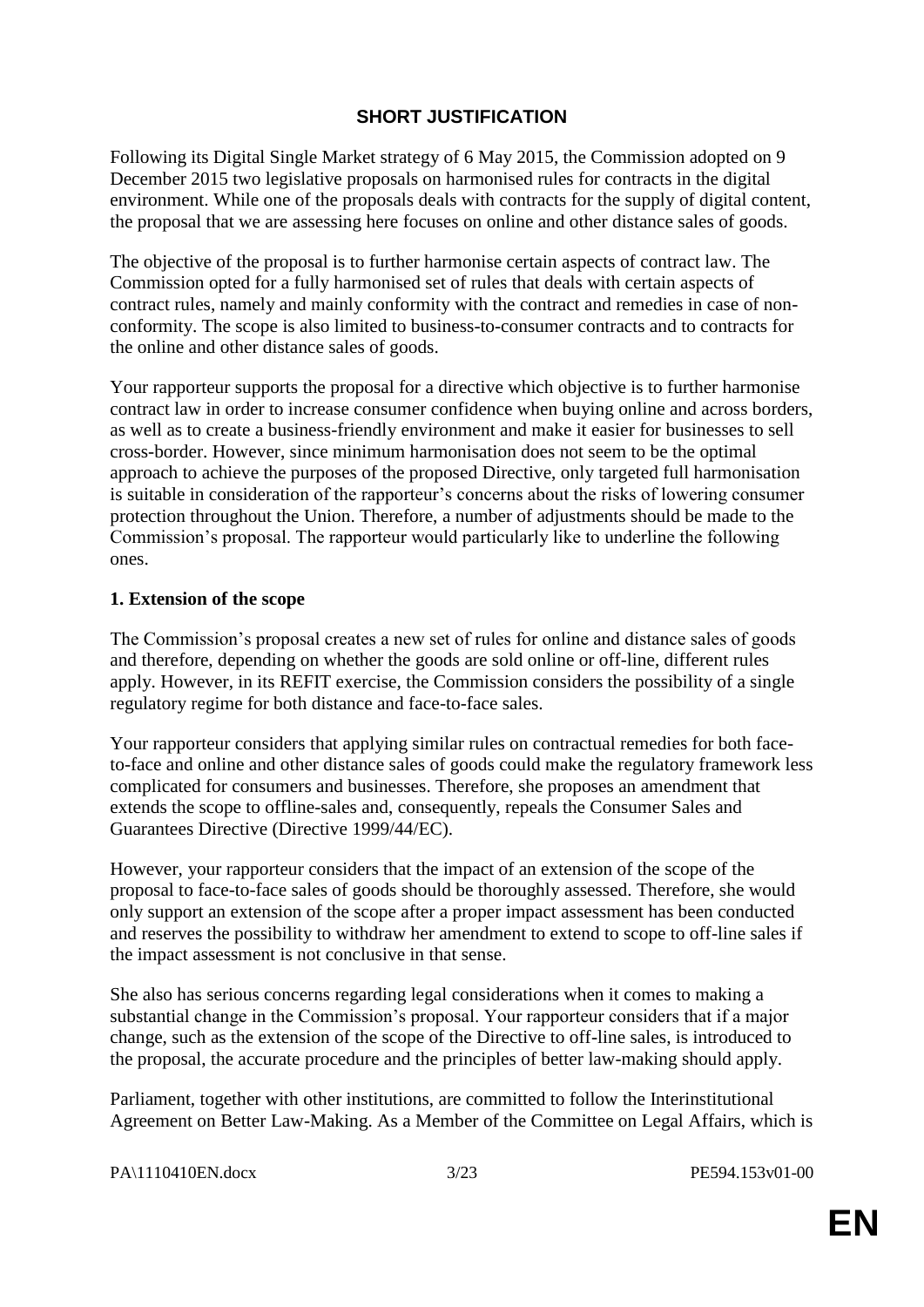## SHORT JUSTIFICATION

Following its Digital Single Market strategy of 6 May 2015, the Commission adopted on 9 December 2015 two legislative proposals on harmonised rules for contracts in the digital environment. While one of the proposals deals with contracts for the supply of digital content, the proposal that we are assessing here focuses on online and other distance sales of goods.

The objective of the proposal is to further harmonise certain aspects of contract law. The Commission opted for a fully harmonised set of rules that deals with certain aspects of contract rules, namely and mainly conformity with the contract and remedies in case of non-conformity. The scope is also limited to business-to-consumer contracts and to contracts for the online and other distance sales of goods.

Your rapporteur supports the proposal for a directive which objective is to further harmonise contract law in order to increase consumer confidence when buying online and across borders, as well as to create a business-friendly environment and make it easier for businesses to sell cross-border. However, since minimum harmonisation does not seem to be the optimal approach to achieve the purposes of the proposed Directive, only targeted full harmonisation is suitable in consideration of the rapporteur's concerns about the risks of lowering consumer protection throughout the Union. Therefore, a number of adjustments should be made to the Commission's proposal. The rapporteur would particularly like to underline the following ones.

**1. Extension of the scope**

The Commission's proposal creates a new set of rules for online and distance sales of goods and therefore, depending on whether the goods are sold online or off-line, different rules apply. However, in its REFIT exercise, the Commission considers the possibility of a single regulatory regime for both distance and face-to-face sales.

Your rapporteur considers that applying similar rules on contractual remedies for both face-to-face and online and other distance sales of goods could make the regulatory framework less complicated for consumers and businesses. Therefore, she proposes an amendment that extends the scope to offline-sales and, consequently, repeals the Consumer Sales and Guarantees Directive (Directive 1999/44/EC).

However, your rapporteur considers that the impact of an extension of the scope of the proposal to face-to-face sales of goods should be thoroughly assessed. Therefore, she would only support an extension of the scope after a proper impact assessment has been conducted and reserves the possibility to withdraw her amendment to extend to scope to off-line sales if the impact assessment is not conclusive in that sense.

She also has serious concerns regarding legal considerations when it comes to making a substantial change in the Commission's proposal. Your rapporteur considers that if a major change, such as the extension of the scope of the Directive to off-line sales, is introduced to the proposal, the accurate procedure and the principles of better law-making should apply.

Parliament, together with other institutions, are committed to follow the Interinstitutional Agreement on Better Law-Making. As a Member of the Committee on Legal Affairs, which is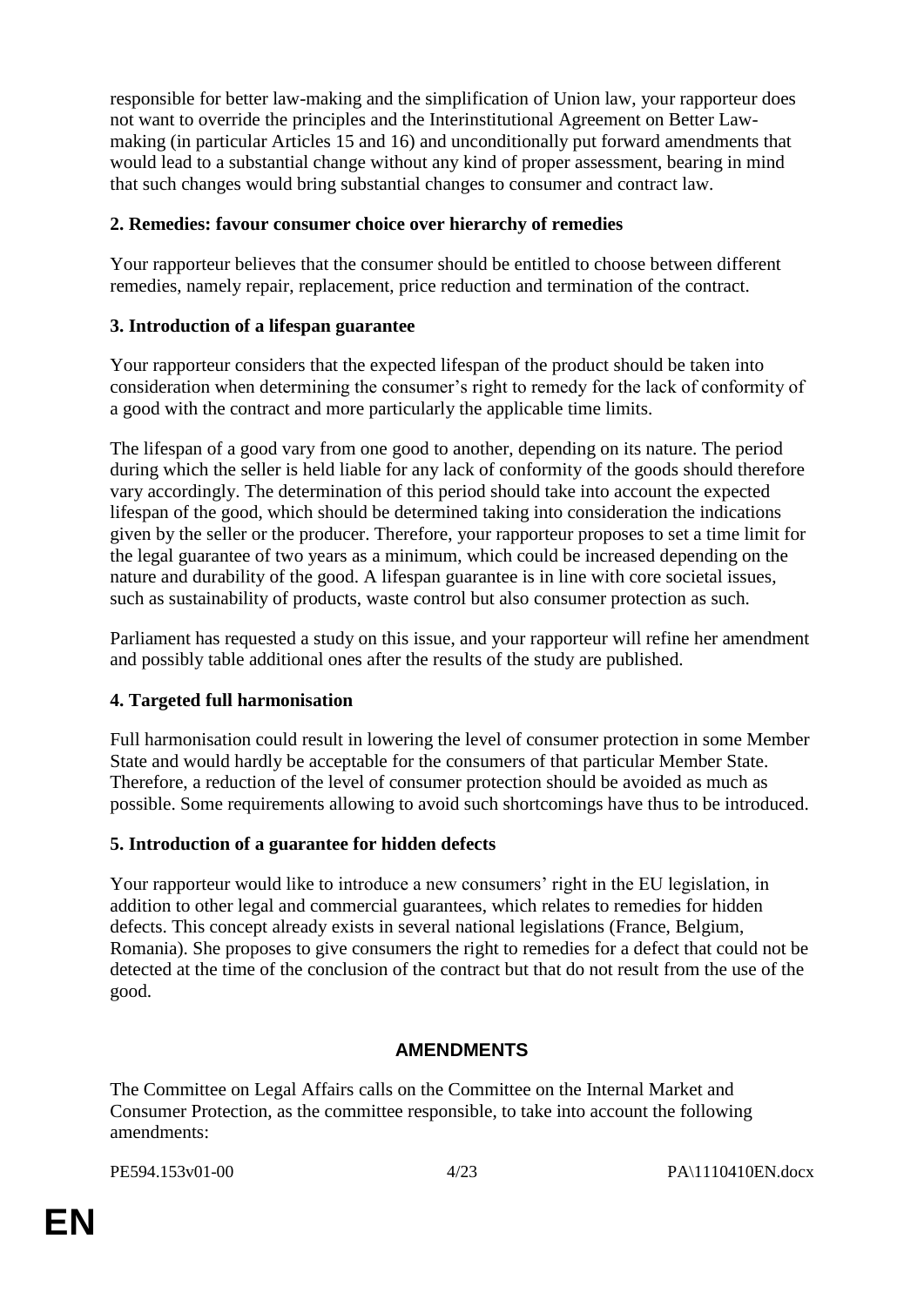responsible for better law-making and the simplification of Union law, your rapporteur does not want to override the principles and the Interinstitutional Agreement on Better Law-making (in particular Articles 15 and 16) and unconditionally put forward amendments that would lead to a substantial change without any kind of proper assessment, bearing in mind that such changes would bring substantial changes to consumer and contract law.

**2. Remedies: favour consumer choice over hierarchy of remedies**

Your rapporteur believes that the consumer should be entitled to choose between different remedies, namely repair, replacement, price reduction and termination of the contract.

**3. Introduction of a lifespan guarantee**

Your rapporteur considers that the expected lifespan of the product should be taken into consideration when determining the consumer's right to remedy for the lack of conformity of a good with the contract and more particularly the applicable time limits.

The lifespan of a good vary from one good to another, depending on its nature. The period during which the seller is held liable for any lack of conformity of the goods should therefore vary accordingly. The determination of this period should take into account the expected lifespan of the good, which should be determined taking into consideration the indications given by the seller or the producer. Therefore, your rapporteur proposes to set a time limit for the legal guarantee of two years as a minimum, which could be increased depending on the nature and durability of the good. A lifespan guarantee is in line with core societal issues, such as sustainability of products, waste control but also consumer protection as such.

Parliament has requested a study on this issue, and your rapporteur will refine her amendment and possibly table additional ones after the results of the study are published.

**4. Targeted full harmonisation**

Full harmonisation could result in lowering the level of consumer protection in some Member State and would hardly be acceptable for the consumers of that particular Member State. Therefore, a reduction of the level of consumer protection should be avoided as much as possible. Some requirements allowing to avoid such shortcomings have thus to be introduced.

**5. Introduction of a guarantee for hidden defects**

Your rapporteur would like to introduce a new consumers' right in the EU legislation, in addition to other legal and commercial guarantees, which relates to remedies for hidden defects. This concept already exists in several national legislations (France, Belgium, Romania). She proposes to give consumers the right to remedies for a defect that could not be detected at the time of the conclusion of the contract but that do not result from the use of the good.

## AMENDMENTS

The Committee on Legal Affairs calls on the Committee on the Internal Market and Consumer Protection, as the committee responsible, to take into account the following amendments: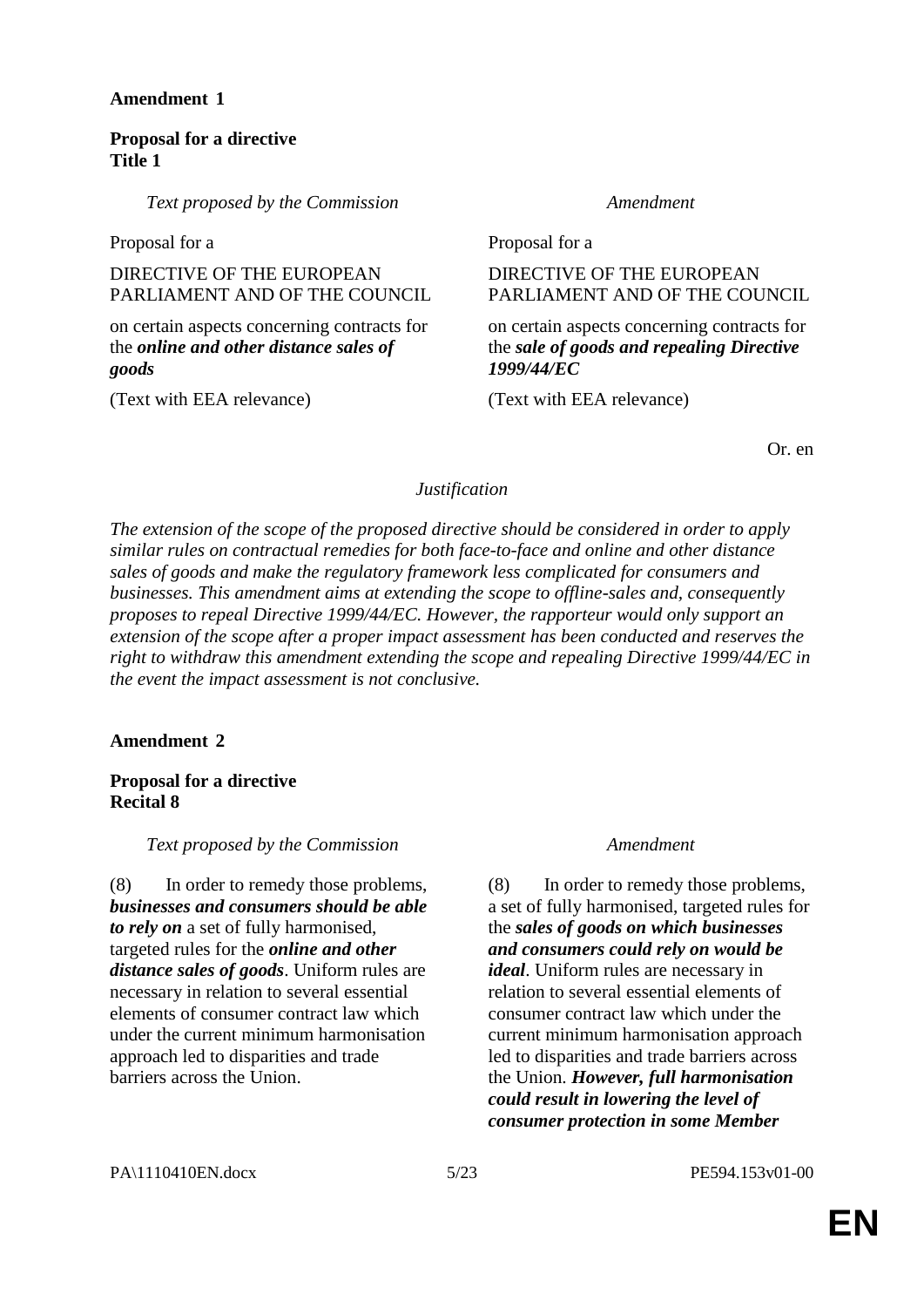**Amendment 1**

**Proposal for a directive**
**Title 1**

| *Text proposed by the Commission* | *Amendment* |
|---|---|
| Proposal for a | Proposal for a |
| DIRECTIVE OF THE EUROPEAN PARLIAMENT AND OF THE COUNCIL | DIRECTIVE OF THE EUROPEAN PARLIAMENT AND OF THE COUNCIL |
| on certain aspects concerning contracts for the ***online and other distance sales of goods*** | on certain aspects concerning contracts for the ***sale of goods and repealing Directive 1999/44/EC*** |
| (Text with EEA relevance) | (Text with EEA relevance) |

Or. en

*Justification*

*The extension of the scope of the proposed directive should be considered in order to apply similar rules on contractual remedies for both face-to-face and online and other distance sales of goods and make the regulatory framework less complicated for consumers and businesses. This amendment aims at extending the scope to offline-sales and, consequently proposes to repeal Directive 1999/44/EC. However, the rapporteur would only support an extension of the scope after a proper impact assessment has been conducted and reserves the right to withdraw this amendment extending the scope and repealing Directive 1999/44/EC in the event the impact assessment is not conclusive.*

**Amendment 2**

**Proposal for a directive**
**Recital 8**

| *Text proposed by the Commission* | *Amendment* |
|---|---|
| (8) In order to remedy those problems, ***businesses and consumers should be able to rely on*** a set of fully harmonised, targeted rules for the ***online and other distance sales of goods***. Uniform rules are necessary in relation to several essential elements of consumer contract law which under the current minimum harmonisation approach led to disparities and trade barriers across the Union. | (8) In order to remedy those problems, a set of fully harmonised, targeted rules for the ***sales of goods on which businesses and consumers could rely on would be ideal***. Uniform rules are necessary in relation to several essential elements of consumer contract law which under the current minimum harmonisation approach led to disparities and trade barriers across the Union. ***However, full harmonisation could result in lowering the level of consumer protection in some Member*** |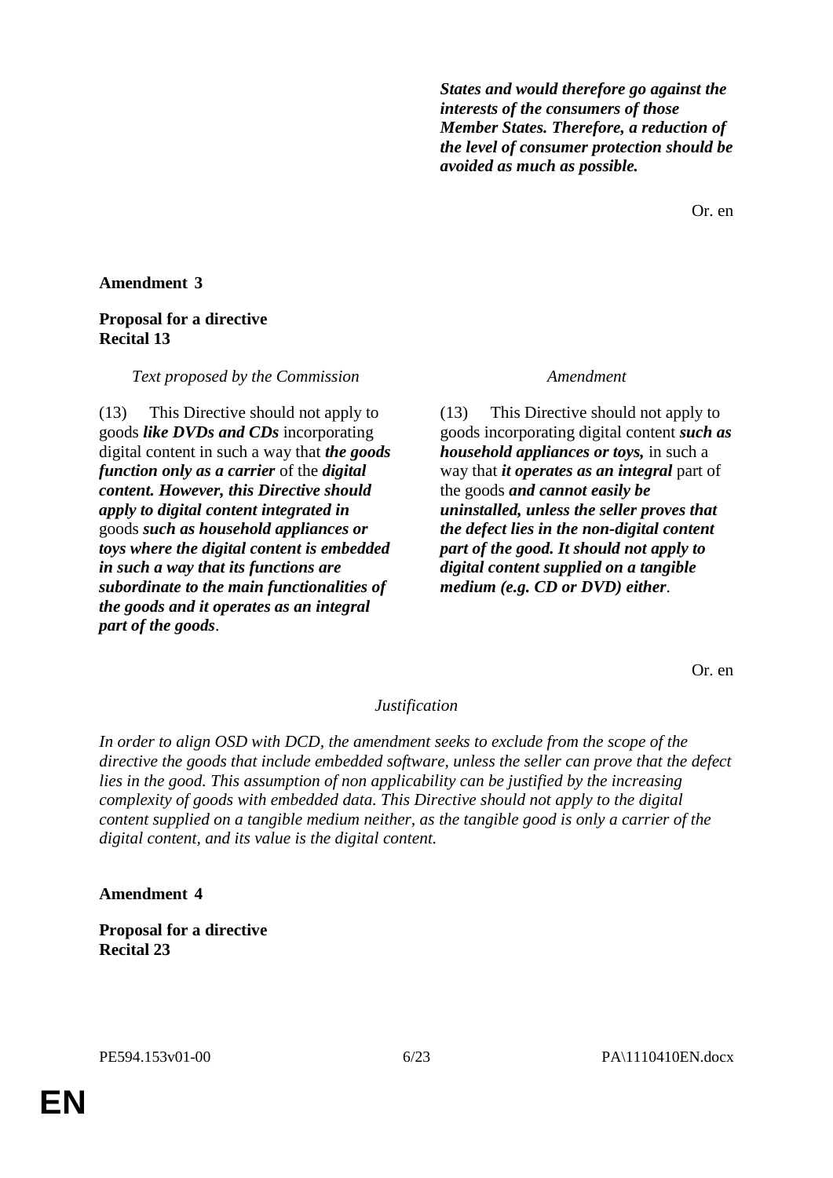| | |
|---|---|
| | ***States and would therefore go against the interests of the consumers of those Member States. Therefore, a reduction of the level of consumer protection should be avoided as much as possible.*** |

Or. en

**Amendment 3**

**Proposal for a directive**
**Recital 13**

| *Text proposed by the Commission* | *Amendment* |
|---|---|
| (13) This Directive should not apply to goods ***like DVDs and CDs*** incorporating digital content in such a way that ***the goods function only as a carrier*** of the ***digital content. However, this Directive should apply to digital content integrated in*** goods ***such as household appliances or toys where the digital content is embedded in such a way that its functions are subordinate to the main functionalities of the goods and it operates as an integral part of the goods***. | (13) This Directive should not apply to goods incorporating digital content ***such as household appliances or toys,*** in such a way that ***it operates as an integral*** part of the goods ***and cannot easily be uninstalled, unless the seller proves that the defect lies in the non-digital content part of the good. It should not apply to digital content supplied on a tangible medium (e.g. CD or DVD) either***. |

Or. en

*Justification*

*In order to align OSD with DCD, the amendment seeks to exclude from the scope of the directive the goods that include embedded software, unless the seller can prove that the defect lies in the good. This assumption of non applicability can be justified by the increasing complexity of goods with embedded data. This Directive should not apply to the digital content supplied on a tangible medium neither, as the tangible good is only a carrier of the digital content, and its value is the digital content.*

**Amendment 4**

**Proposal for a directive**
**Recital 23**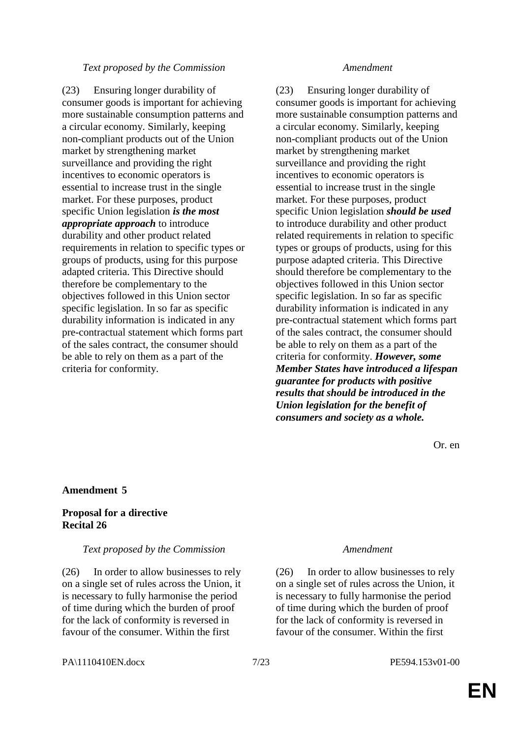| *Text proposed by the Commission* | *Amendment* |
|---|---|
| (23) Ensuring longer durability of consumer goods is important for achieving more sustainable consumption patterns and a circular economy. Similarly, keeping non-compliant products out of the Union market by strengthening market surveillance and providing the right incentives to economic operators is essential to increase trust in the single market. For these purposes, product specific Union legislation ***is the most appropriate approach*** to introduce durability and other product related requirements in relation to specific types or groups of products, using for this purpose adapted criteria. This Directive should therefore be complementary to the objectives followed in this Union sector specific legislation. In so far as specific durability information is indicated in any pre-contractual statement which forms part of the sales contract, the consumer should be able to rely on them as a part of the criteria for conformity. | (23) Ensuring longer durability of consumer goods is important for achieving more sustainable consumption patterns and a circular economy. Similarly, keeping non-compliant products out of the Union market by strengthening market surveillance and providing the right incentives to economic operators is essential to increase trust in the single market. For these purposes, product specific Union legislation ***should be used*** to introduce durability and other product related requirements in relation to specific types or groups of products, using for this purpose adapted criteria. This Directive should therefore be complementary to the objectives followed in this Union sector specific legislation. In so far as specific durability information is indicated in any pre-contractual statement which forms part of the sales contract, the consumer should be able to rely on them as a part of the criteria for conformity. ***However, some Member States have introduced a lifespan guarantee for products with positive results that should be introduced in the Union legislation for the benefit of consumers and society as a whole.*** |

Or. en

**Amendment 5**

**Proposal for a directive**
**Recital 26**

| *Text proposed by the Commission* | *Amendment* |
|---|---|
| (26) In order to allow businesses to rely on a single set of rules across the Union, it is necessary to fully harmonise the period of time during which the burden of proof for the lack of conformity is reversed in favour of the consumer. Within the first | (26) In order to allow businesses to rely on a single set of rules across the Union, it is necessary to fully harmonise the period of time during which the burden of proof for the lack of conformity is reversed in favour of the consumer. Within the first |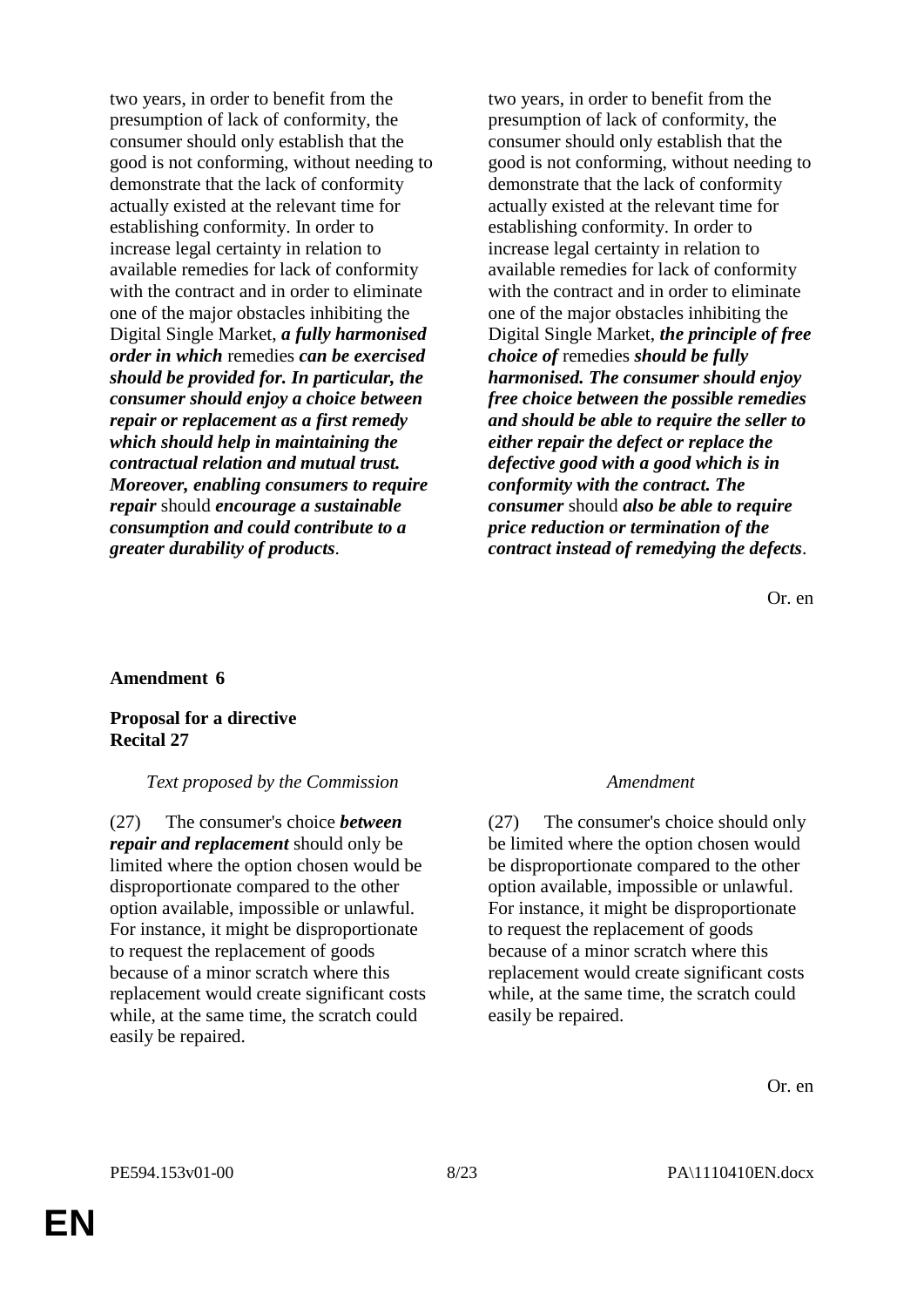| Text proposed by the Commission | Amendment |
|---|---|
| two years, in order to benefit from the presumption of lack of conformity, the consumer should only establish that the good is not conforming, without needing to demonstrate that the lack of conformity actually existed at the relevant time for establishing conformity. In order to increase legal certainty in relation to available remedies for lack of conformity with the contract and in order to eliminate one of the major obstacles inhibiting the Digital Single Market, ***a fully harmonised order in which*** remedies ***can be exercised should be provided for. In particular, the consumer should enjoy a choice between repair or replacement as a first remedy which should help in maintaining the contractual relation and mutual trust. Moreover, enabling consumers to require repair*** should ***encourage a sustainable consumption and could contribute to a greater durability of products***. | two years, in order to benefit from the presumption of lack of conformity, the consumer should only establish that the good is not conforming, without needing to demonstrate that the lack of conformity actually existed at the relevant time for establishing conformity. In order to increase legal certainty in relation to available remedies for lack of conformity with the contract and in order to eliminate one of the major obstacles inhibiting the Digital Single Market, ***the principle of free choice of*** remedies ***should be fully harmonised. The consumer should enjoy free choice between the possible remedies and should be able to require the seller to either repair the defect or replace the defective good with a good which is in conformity with the contract. The consumer*** should ***also be able to require price reduction or termination of the contract instead of remedying the defects***. |

Or. en

**Amendment 6**

**Proposal for a directive**
**Recital 27**

| *Text proposed by the Commission* | *Amendment* |
|---|---|
| (27) The consumer's choice ***between repair and replacement*** should only be limited where the option chosen would be disproportionate compared to the other option available, impossible or unlawful. For instance, it might be disproportionate to request the replacement of goods because of a minor scratch where this replacement would create significant costs while, at the same time, the scratch could easily be repaired. | (27) The consumer's choice should only be limited where the option chosen would be disproportionate compared to the other option available, impossible or unlawful. For instance, it might be disproportionate to request the replacement of goods because of a minor scratch where this replacement would create significant costs while, at the same time, the scratch could easily be repaired. |

Or. en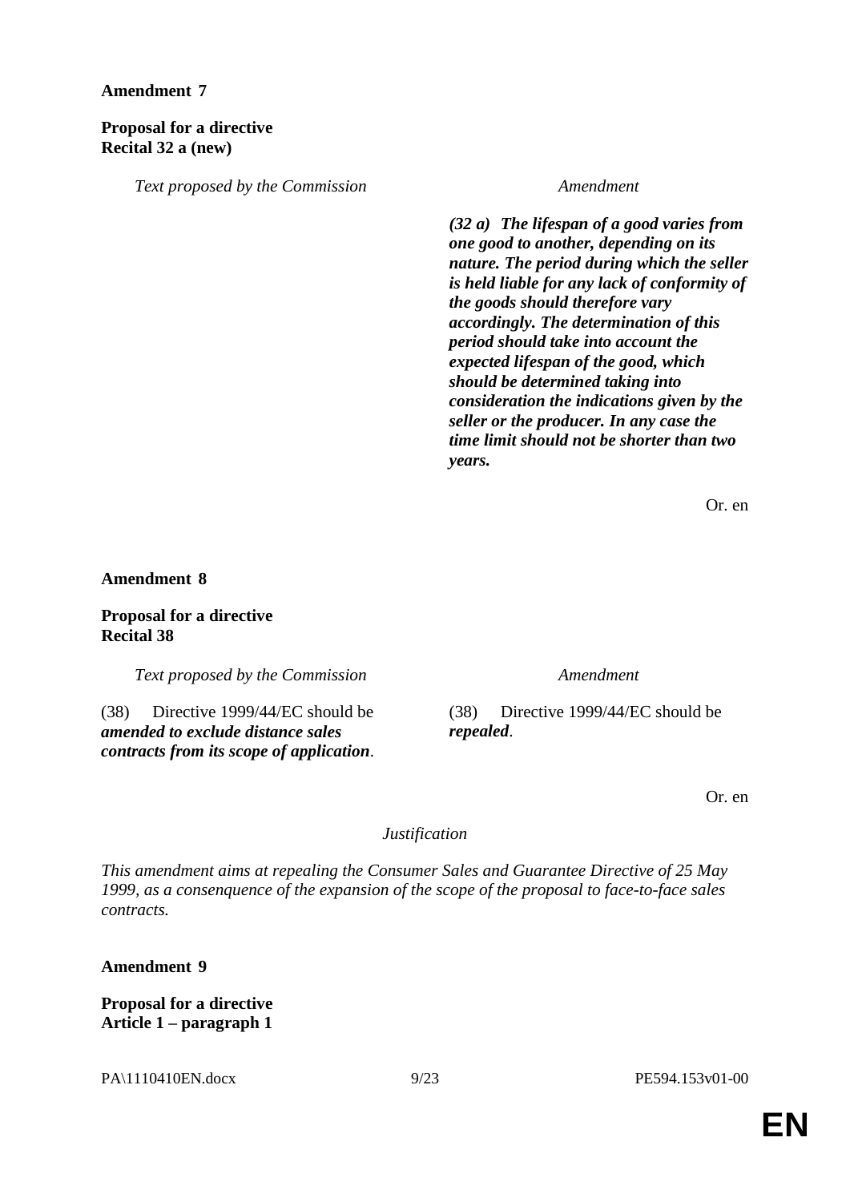**Amendment 7**

**Proposal for a directive**
**Recital 32 a (new)**

| *Text proposed by the Commission* | *Amendment* |
|---|---|
| | ***(32 a) The lifespan of a good varies from one good to another, depending on its nature. The period during which the seller is held liable for any lack of conformity of the goods should therefore vary accordingly. The determination of this period should take into account the expected lifespan of the good, which should be determined taking into consideration the indications given by the seller or the producer. In any case the time limit should not be shorter than two years.*** |

Or. en

**Amendment 8**

**Proposal for a directive**
**Recital 38**

| *Text proposed by the Commission* | *Amendment* |
|---|---|
| (38) Directive 1999/44/EC should be ***amended to exclude distance sales contracts from its scope of application***. | (38) Directive 1999/44/EC should be ***repealed***. |

Or. en

*Justification*

*This amendment aims at repealing the Consumer Sales and Guarantee Directive of 25 May 1999, as a consenquence of the expansion of the scope of the proposal to face-to-face sales contracts.*

**Amendment 9**

**Proposal for a directive**
**Article 1 – paragraph 1**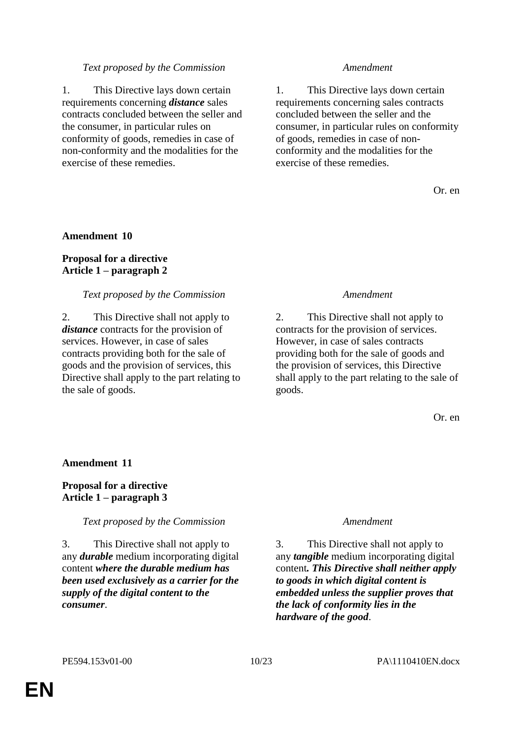| *Text proposed by the Commission* | *Amendment* |
|---|---|
| 1. This Directive lays down certain requirements concerning ***distance*** sales contracts concluded between the seller and the consumer, in particular rules on conformity of goods, remedies in case of non-conformity and the modalities for the exercise of these remedies. | 1. This Directive lays down certain requirements concerning sales contracts concluded between the seller and the consumer, in particular rules on conformity of goods, remedies in case of non-conformity and the modalities for the exercise of these remedies. |

Or. en

**Amendment 10**

**Proposal for a directive**
**Article 1 – paragraph 2**

| *Text proposed by the Commission* | *Amendment* |
|---|---|
| 2. This Directive shall not apply to ***distance*** contracts for the provision of services. However, in case of sales contracts providing both for the sale of goods and the provision of services, this Directive shall apply to the part relating to the sale of goods. | 2. This Directive shall not apply to contracts for the provision of services. However, in case of sales contracts providing both for the sale of goods and the provision of services, this Directive shall apply to the part relating to the sale of goods. |

Or. en

**Amendment 11**

**Proposal for a directive**
**Article 1 – paragraph 3**

| *Text proposed by the Commission* | *Amendment* |
|---|---|
| 3. This Directive shall not apply to any ***durable*** medium incorporating digital content ***where the durable medium has been used exclusively as a carrier for the supply of the digital content to the consumer***. | 3. This Directive shall not apply to any ***tangible*** medium incorporating digital content***. This Directive shall neither apply to goods in which digital content is embedded unless the supplier proves that the lack of conformity lies in the hardware of the good***. |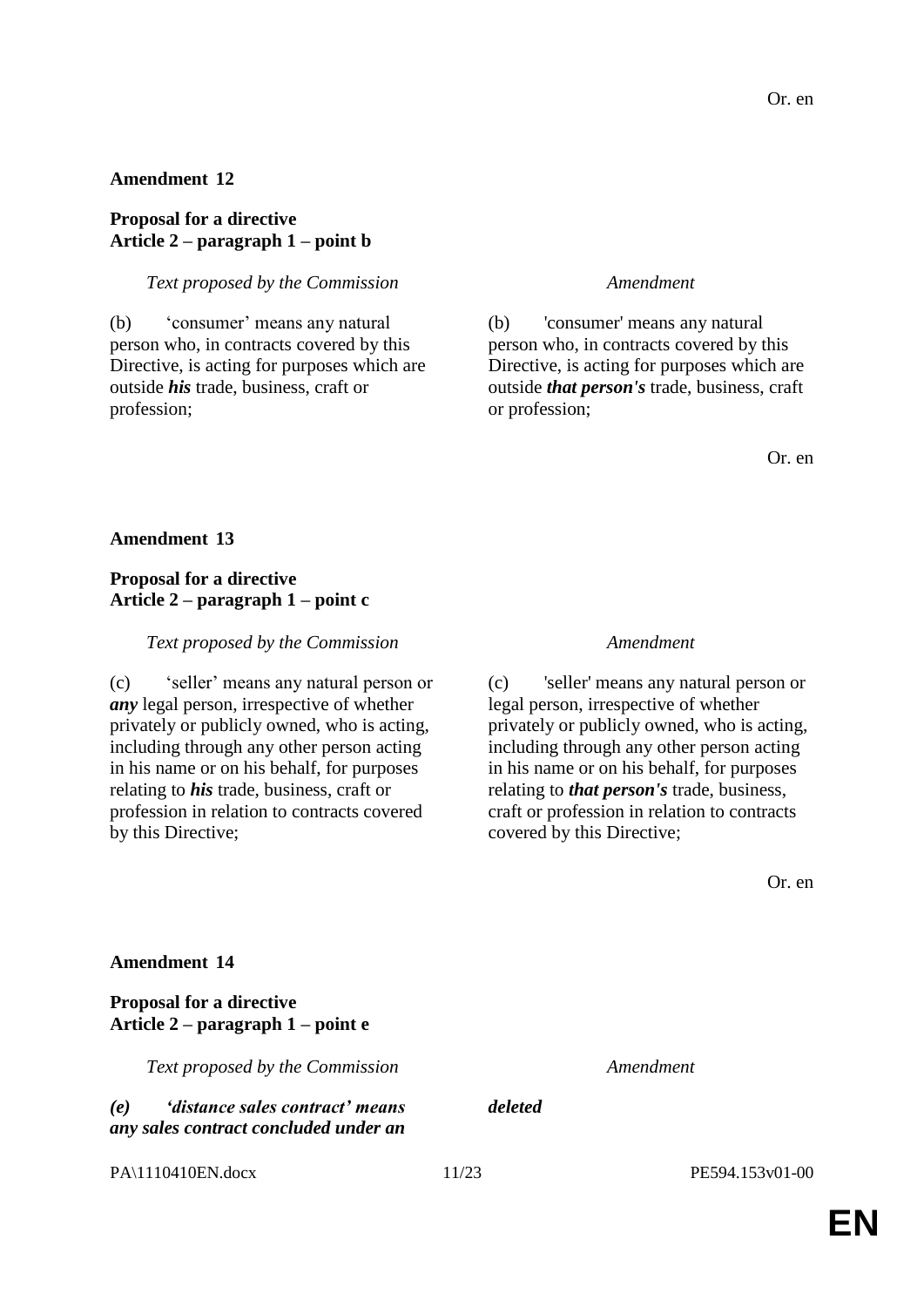Or. en

**Amendment 12**

**Proposal for a directive**
**Article 2 – paragraph 1 – point b**

| *Text proposed by the Commission* | *Amendment* |
|---|---|
| (b) ‘consumer’ means any natural person who, in contracts covered by this Directive, is acting for purposes which are outside ***his*** trade, business, craft or profession; | (b) 'consumer' means any natural person who, in contracts covered by this Directive, is acting for purposes which are outside ***that person's*** trade, business, craft or profession; |

Or. en

**Amendment 13**

**Proposal for a directive**
**Article 2 – paragraph 1 – point c**

| *Text proposed by the Commission* | *Amendment* |
|---|---|
| (c) ‘seller’ means any natural person or ***any*** legal person, irrespective of whether privately or publicly owned, who is acting, including through any other person acting in his name or on his behalf, for purposes relating to ***his*** trade, business, craft or profession in relation to contracts covered by this Directive; | (c) 'seller' means any natural person or legal person, irrespective of whether privately or publicly owned, who is acting, including through any other person acting in his name or on his behalf, for purposes relating to ***that person's*** trade, business, craft or profession in relation to contracts covered by this Directive; |

Or. en

**Amendment 14**

**Proposal for a directive**
**Article 2 – paragraph 1 – point e**

| *Text proposed by the Commission* | *Amendment* |
|---|---|
| ***(e) ‘distance sales contract’ means any sales contract concluded under an*** | ***deleted*** |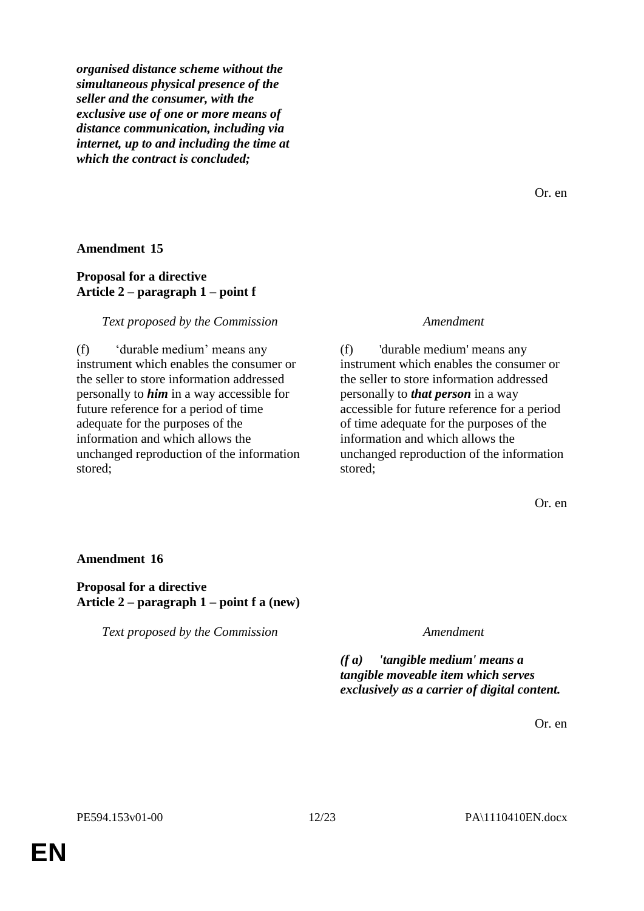***organised distance scheme without the simultaneous physical presence of the seller and the consumer, with the exclusive use of one or more means of distance communication, including via internet, up to and including the time at which the contract is concluded;***

Or. en

**Amendment 15**

**Proposal for a directive**
**Article 2 – paragraph 1 – point f**

| *Text proposed by the Commission* | *Amendment* |
|---|---|
| (f) 'durable medium' means any instrument which enables the consumer or the seller to store information addressed personally to ***him*** in a way accessible for future reference for a period of time adequate for the purposes of the information and which allows the unchanged reproduction of the information stored; | (f) 'durable medium' means any instrument which enables the consumer or the seller to store information addressed personally to ***that person*** in a way accessible for future reference for a period of time adequate for the purposes of the information and which allows the unchanged reproduction of the information stored; |

Or. en

**Amendment 16**

**Proposal for a directive**
**Article 2 – paragraph 1 – point f a (new)**

| *Text proposed by the Commission* | *Amendment* |
|---|---|
| | ***(f a) 'tangible medium' means a tangible moveable item which serves exclusively as a carrier of digital content.*** |

Or. en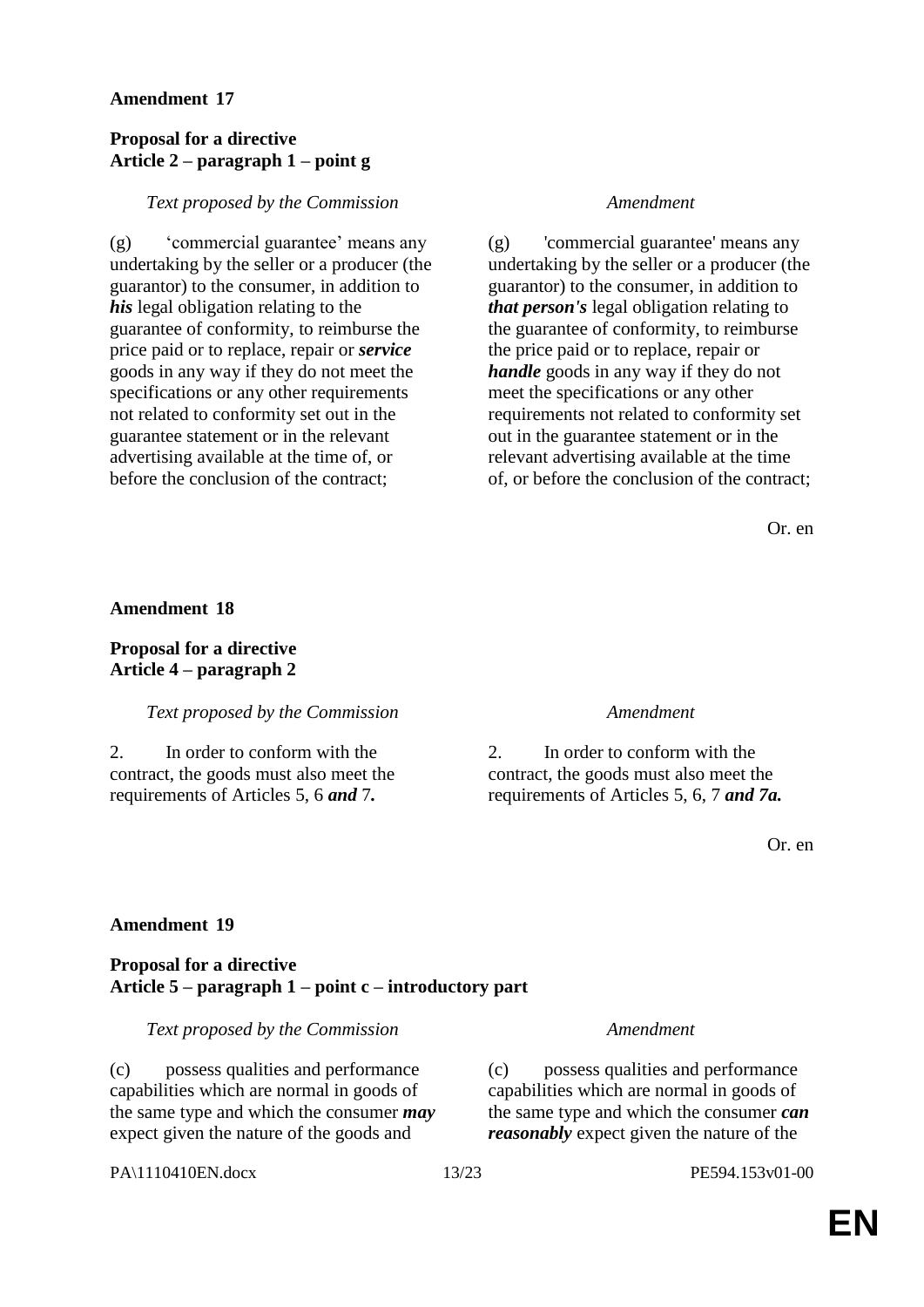**Amendment 17**

**Proposal for a directive**
**Article 2 – paragraph 1 – point g**

| *Text proposed by the Commission* | *Amendment* |
|---|---|
| (g) 'commercial guarantee' means any undertaking by the seller or a producer (the guarantor) to the consumer, in addition to ***his*** legal obligation relating to the guarantee of conformity, to reimburse the price paid or to replace, repair or ***service*** goods in any way if they do not meet the specifications or any other requirements not related to conformity set out in the guarantee statement or in the relevant advertising available at the time of, or before the conclusion of the contract; | (g) 'commercial guarantee' means any undertaking by the seller or a producer (the guarantor) to the consumer, in addition to ***that person's*** legal obligation relating to the guarantee of conformity, to reimburse the price paid or to replace, repair or ***handle*** goods in any way if they do not meet the specifications or any other requirements not related to conformity set out in the guarantee statement or in the relevant advertising available at the time of, or before the conclusion of the contract; |

Or. en

**Amendment 18**

**Proposal for a directive**
**Article 4 – paragraph 2**

| *Text proposed by the Commission* | *Amendment* |
|---|---|
| 2. In order to conform with the contract, the goods must also meet the requirements of Articles 5, 6 ***and*** 7***.*** | 2. In order to conform with the contract, the goods must also meet the requirements of Articles 5, 6, 7 ***and 7a.*** |

Or. en

**Amendment 19**

**Proposal for a directive**
**Article 5 – paragraph 1 – point c – introductory part**

| *Text proposed by the Commission* | *Amendment* |
|---|---|
| (c) possess qualities and performance capabilities which are normal in goods of the same type and which the consumer ***may*** expect given the nature of the goods and | (c) possess qualities and performance capabilities which are normal in goods of the same type and which the consumer ***can reasonably*** expect given the nature of the |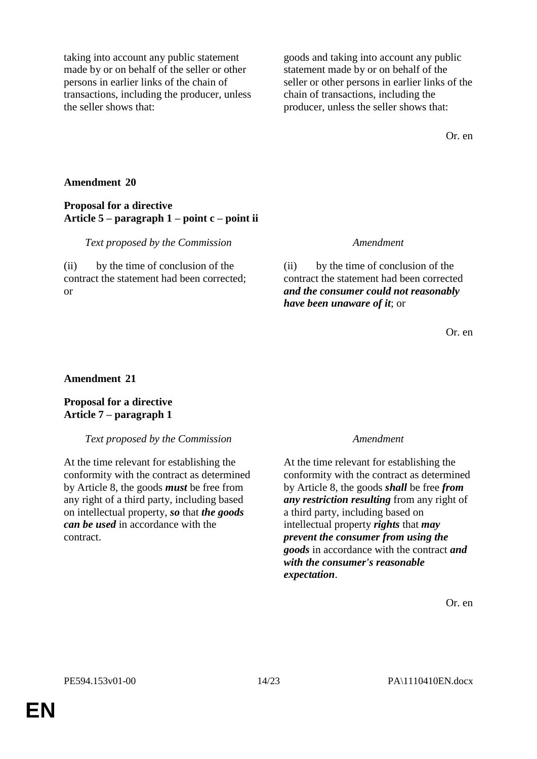| | |
|---|---|
| taking into account any public statement made by or on behalf of the seller or other persons in earlier links of the chain of transactions, including the producer, unless the seller shows that: | goods and taking into account any public statement made by or on behalf of the seller or other persons in earlier links of the chain of transactions, including the producer, unless the seller shows that: |

Or. en

**Amendment 20**

**Proposal for a directive**
**Article 5 – paragraph 1 – point c – point ii**

| *Text proposed by the Commission* | *Amendment* |
|---|---|
| (ii) by the time of conclusion of the contract the statement had been corrected; or | (ii) by the time of conclusion of the contract the statement had been corrected ***and the consumer could not reasonably have been unaware of it***; or |

Or. en

**Amendment 21**

**Proposal for a directive**
**Article 7 – paragraph 1**

| *Text proposed by the Commission* | *Amendment* |
|---|---|
| At the time relevant for establishing the conformity with the contract as determined by Article 8, the goods ***must*** be free from any right of a third party, including based on intellectual property, ***so*** that ***the goods can be used*** in accordance with the contract. | At the time relevant for establishing the conformity with the contract as determined by Article 8, the goods ***shall*** be free ***from any restriction resulting*** from any right of a third party, including based on intellectual property ***rights*** that ***may prevent the consumer from using the goods*** in accordance with the contract ***and with the consumer's reasonable expectation***. |

Or. en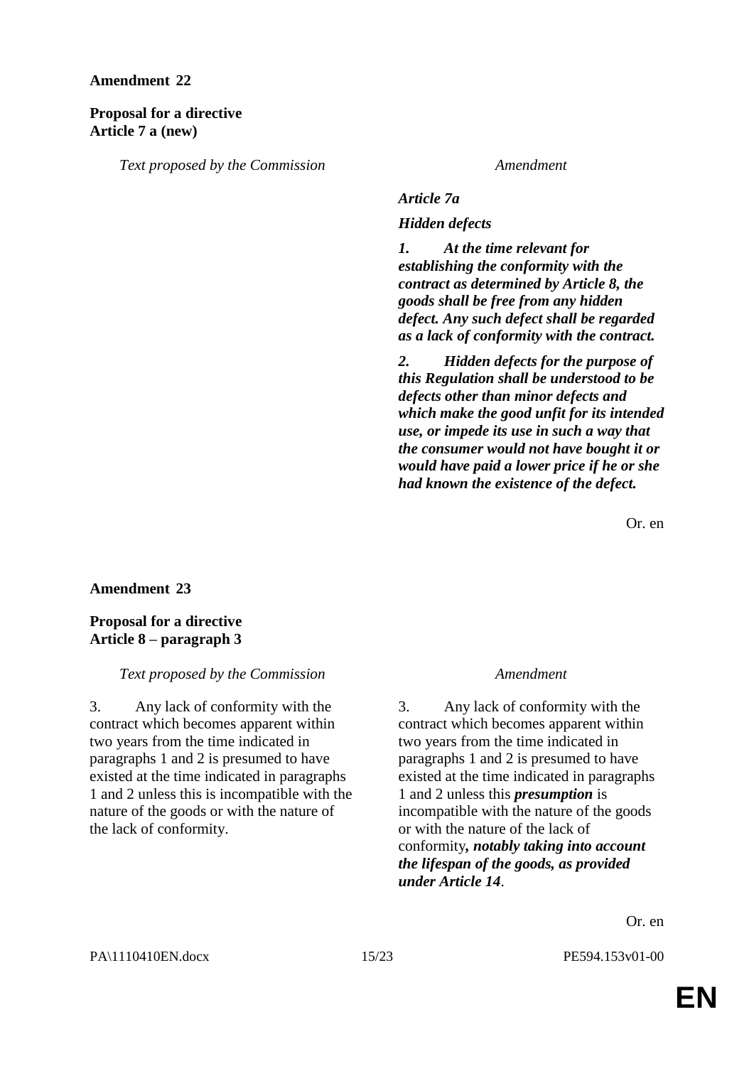**Amendment 22**

**Proposal for a directive**
**Article 7 a (new)**

| *Text proposed by the Commission* | *Amendment* |
|---|---|
| | ***Article 7a*** |
| | ***Hidden defects*** |
| | ***1. At the time relevant for establishing the conformity with the contract as determined by Article 8, the goods shall be free from any hidden defect. Any such defect shall be regarded as a lack of conformity with the contract.*** |
| | ***2. Hidden defects for the purpose of this Regulation shall be understood to be defects other than minor defects and which make the good unfit for its intended use, or impede its use in such a way that the consumer would not have bought it or would have paid a lower price if he or she had known the existence of the defect.*** |

Or. en

**Amendment 23**

**Proposal for a directive**
**Article 8 – paragraph 3**

| *Text proposed by the Commission* | *Amendment* |
|---|---|
| 3. Any lack of conformity with the contract which becomes apparent within two years from the time indicated in paragraphs 1 and 2 is presumed to have existed at the time indicated in paragraphs 1 and 2 unless this is incompatible with the nature of the goods or with the nature of the lack of conformity. | 3. Any lack of conformity with the contract which becomes apparent within two years from the time indicated in paragraphs 1 and 2 is presumed to have existed at the time indicated in paragraphs 1 and 2 unless this ***presumption*** is incompatible with the nature of the goods or with the nature of the lack of conformity***, notably taking into account the lifespan of the goods, as provided under Article 14***. |

Or. en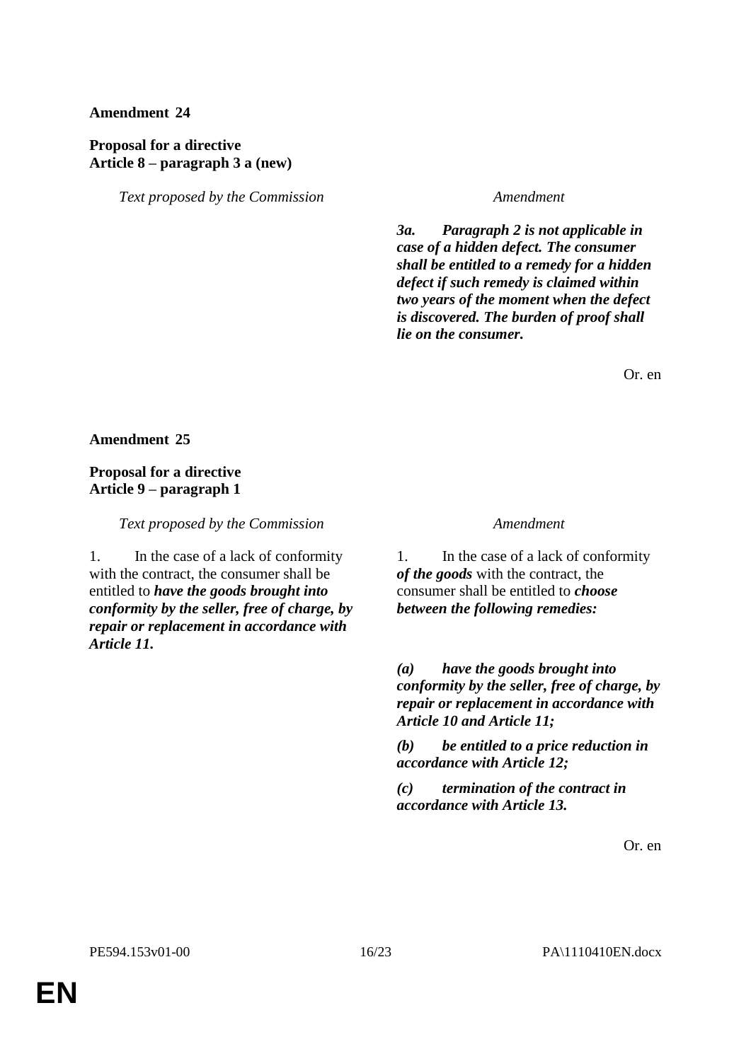**Amendment 24**

**Proposal for a directive**
**Article 8 – paragraph 3 a (new)**

| *Text proposed by the Commission* | *Amendment* |
| --- | --- |
| | ***3a. Paragraph 2 is not applicable in case of a hidden defect. The consumer shall be entitled to a remedy for a hidden defect if such remedy is claimed within two years of the moment when the defect is discovered. The burden of proof shall lie on the consumer.*** |

Or. en

**Amendment 25**

**Proposal for a directive**
**Article 9 – paragraph 1**

| *Text proposed by the Commission* | *Amendment* |
| --- | --- |
| 1. In the case of a lack of conformity with the contract, the consumer shall be entitled to ***have the goods brought into conformity by the seller, free of charge, by repair or replacement in accordance with Article 11.*** | 1. In the case of a lack of conformity ***of the goods*** with the contract, the consumer shall be entitled to ***choose between the following remedies:*** |
| | ***(a) have the goods brought into conformity by the seller, free of charge, by repair or replacement in accordance with Article 10 and Article 11;*** |
| | ***(b) be entitled to a price reduction in accordance with Article 12;*** |
| | ***(c) termination of the contract in accordance with Article 13.*** |

Or. en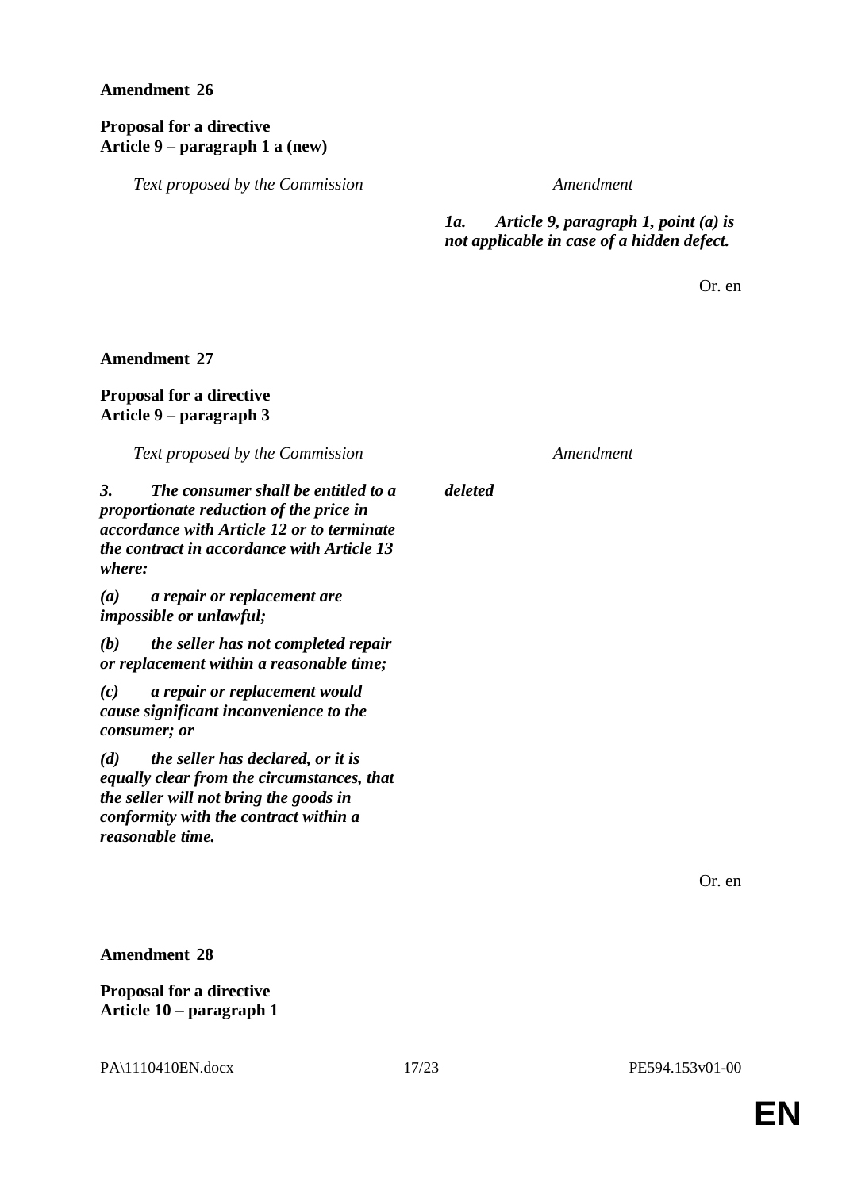**Amendment 26**

**Proposal for a directive**
**Article 9 – paragraph 1 a (new)**

| *Text proposed by the Commission* | *Amendment* |
|---|---|
| | ***1a. Article 9, paragraph 1, point (a) is not applicable in case of a hidden defect.*** |

Or. en

**Amendment 27**

**Proposal for a directive**
**Article 9 – paragraph 3**

| *Text proposed by the Commission* | *Amendment* |
|---|---|
| ***3. The consumer shall be entitled to a proportionate reduction of the price in accordance with Article 12 or to terminate the contract in accordance with Article 13 where:*** | ***deleted*** |
| ***(a) a repair or replacement are impossible or unlawful;*** | |
| ***(b) the seller has not completed repair or replacement within a reasonable time;*** | |
| ***(c) a repair or replacement would cause significant inconvenience to the consumer; or*** | |
| ***(d) the seller has declared, or it is equally clear from the circumstances, that the seller will not bring the goods in conformity with the contract within a reasonable time.*** | |

Or. en

**Amendment 28**

**Proposal for a directive**
**Article 10 – paragraph 1**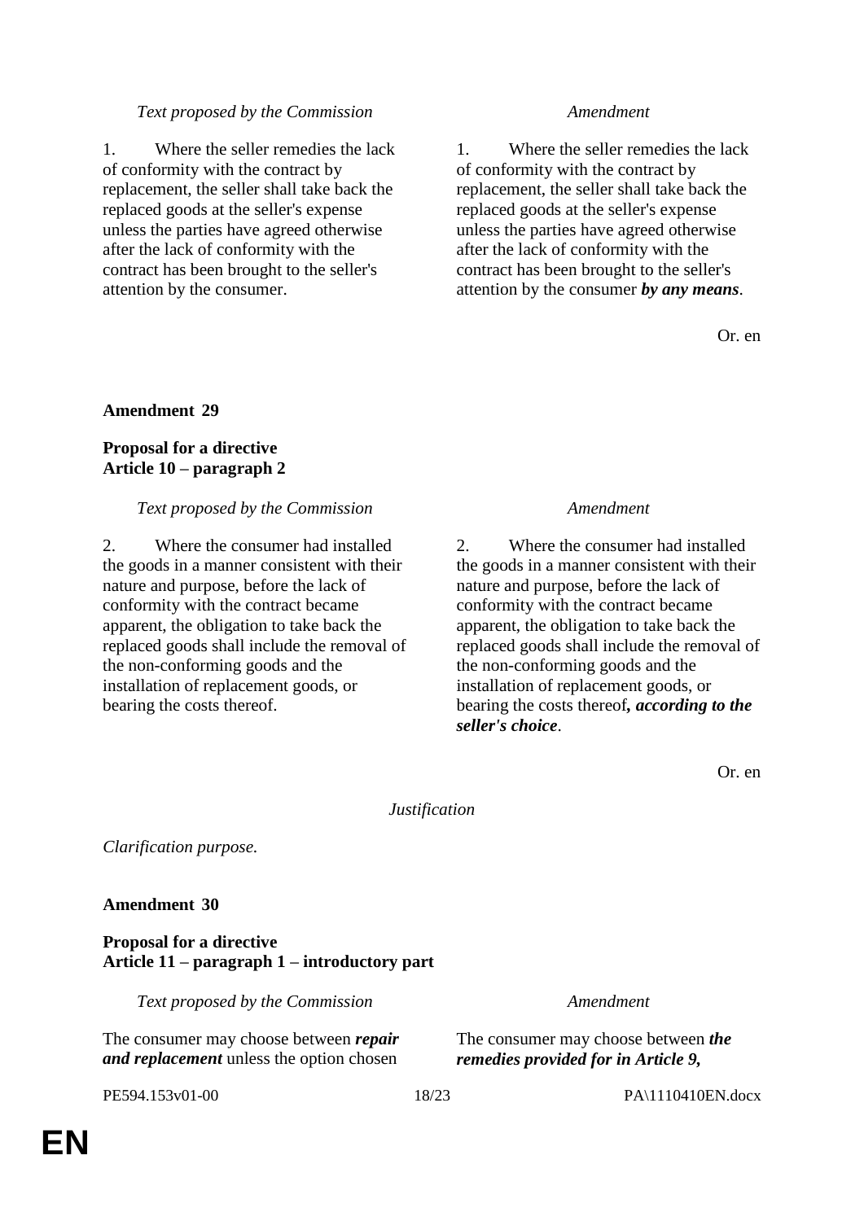| *Text proposed by the Commission* | *Amendment* |
|---|---|
| 1. Where the seller remedies the lack of conformity with the contract by replacement, the seller shall take back the replaced goods at the seller's expense unless the parties have agreed otherwise after the lack of conformity with the contract has been brought to the seller's attention by the consumer. | 1. Where the seller remedies the lack of conformity with the contract by replacement, the seller shall take back the replaced goods at the seller's expense unless the parties have agreed otherwise after the lack of conformity with the contract has been brought to the seller's attention by the consumer ***by any means***. |

Or. en

**Amendment 29**

**Proposal for a directive**
**Article 10 – paragraph 2**

| *Text proposed by the Commission* | *Amendment* |
|---|---|
| 2. Where the consumer had installed the goods in a manner consistent with their nature and purpose, before the lack of conformity with the contract became apparent, the obligation to take back the replaced goods shall include the removal of the non-conforming goods and the installation of replacement goods, or bearing the costs thereof. | 2. Where the consumer had installed the goods in a manner consistent with their nature and purpose, before the lack of conformity with the contract became apparent, the obligation to take back the replaced goods shall include the removal of the non-conforming goods and the installation of replacement goods, or bearing the costs thereof***, according to the seller's choice***. |

Or. en

*Justification*

*Clarification purpose.*

**Amendment 30**

**Proposal for a directive**
**Article 11 – paragraph 1 – introductory part**

| *Text proposed by the Commission* | *Amendment* |
|---|---|
| The consumer may choose between ***repair and replacement*** unless the option chosen | The consumer may choose between ***the remedies provided for in Article 9,*** |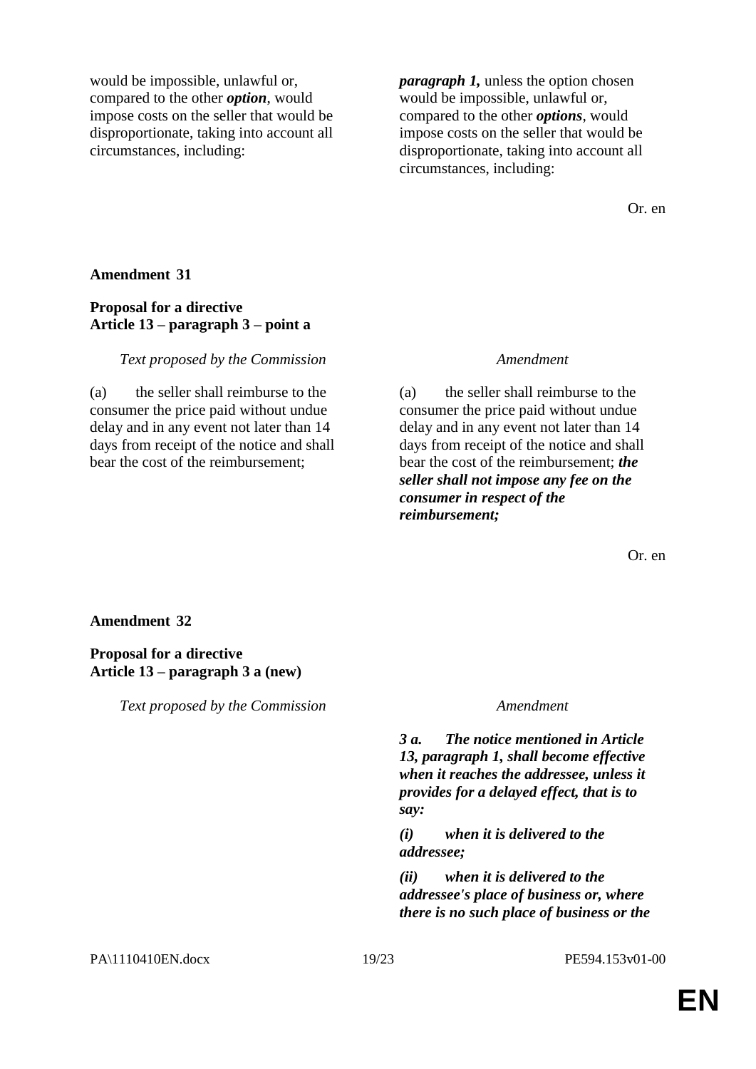| | |
|---|---|
| would be impossible, unlawful or, compared to the other ***option***, would impose costs on the seller that would be disproportionate, taking into account all circumstances, including: | ***paragraph 1,*** unless the option chosen would be impossible, unlawful or, compared to the other ***options***, would impose costs on the seller that would be disproportionate, taking into account all circumstances, including: |

Or. en

**Amendment 31**

**Proposal for a directive**
**Article 13 – paragraph 3 – point a**

| *Text proposed by the Commission* | *Amendment* |
|---|---|
| (a) the seller shall reimburse to the consumer the price paid without undue delay and in any event not later than 14 days from receipt of the notice and shall bear the cost of the reimbursement; | (a) the seller shall reimburse to the consumer the price paid without undue delay and in any event not later than 14 days from receipt of the notice and shall bear the cost of the reimbursement; ***the seller shall not impose any fee on the consumer in respect of the reimbursement;*** |

Or. en

**Amendment 32**

**Proposal for a directive**
**Article 13 – paragraph 3 a (new)**

| *Text proposed by the Commission* | *Amendment* |
|---|---|
| | ***3 a. The notice mentioned in Article 13, paragraph 1, shall become effective when it reaches the addressee, unless it provides for a delayed effect, that is to say:***<br><br>***(i) when it is delivered to the addressee;***<br><br>***(ii) when it is delivered to the addressee's place of business or, where there is no such place of business or the*** |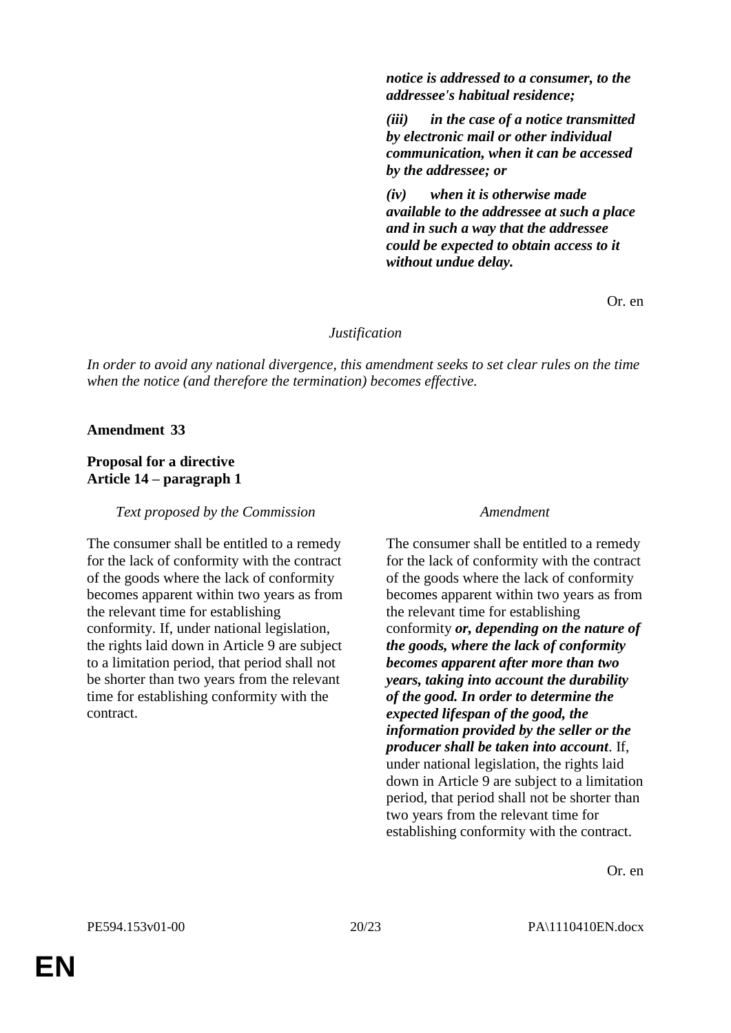| | |
|---|---|
| | ***notice is addressed to a consumer, to the addressee's habitual residence;*** |
| | ***(iii) in the case of a notice transmitted by electronic mail or other individual communication, when it can be accessed by the addressee; or*** |
| | ***(iv) when it is otherwise made available to the addressee at such a place and in such a way that the addressee could be expected to obtain access to it without undue delay.*** |

Or. en

*Justification*

*In order to avoid any national divergence, this amendment seeks to set clear rules on the time when the notice (and therefore the termination) becomes effective.*

**Amendment 33**

**Proposal for a directive**
**Article 14 – paragraph 1**

| *Text proposed by the Commission* | *Amendment* |
|---|---|
| The consumer shall be entitled to a remedy for the lack of conformity with the contract of the goods where the lack of conformity becomes apparent within two years as from the relevant time for establishing conformity. If, under national legislation, the rights laid down in Article 9 are subject to a limitation period, that period shall not be shorter than two years from the relevant time for establishing conformity with the contract. | The consumer shall be entitled to a remedy for the lack of conformity with the contract of the goods where the lack of conformity becomes apparent within two years as from the relevant time for establishing conformity ***or, depending on the nature of the goods, where the lack of conformity becomes apparent after more than two years, taking into account the durability of the good. In order to determine the expected lifespan of the good, the information provided by the seller or the producer shall be taken into account***. If, under national legislation, the rights laid down in Article 9 are subject to a limitation period, that period shall not be shorter than two years from the relevant time for establishing conformity with the contract. |

Or. en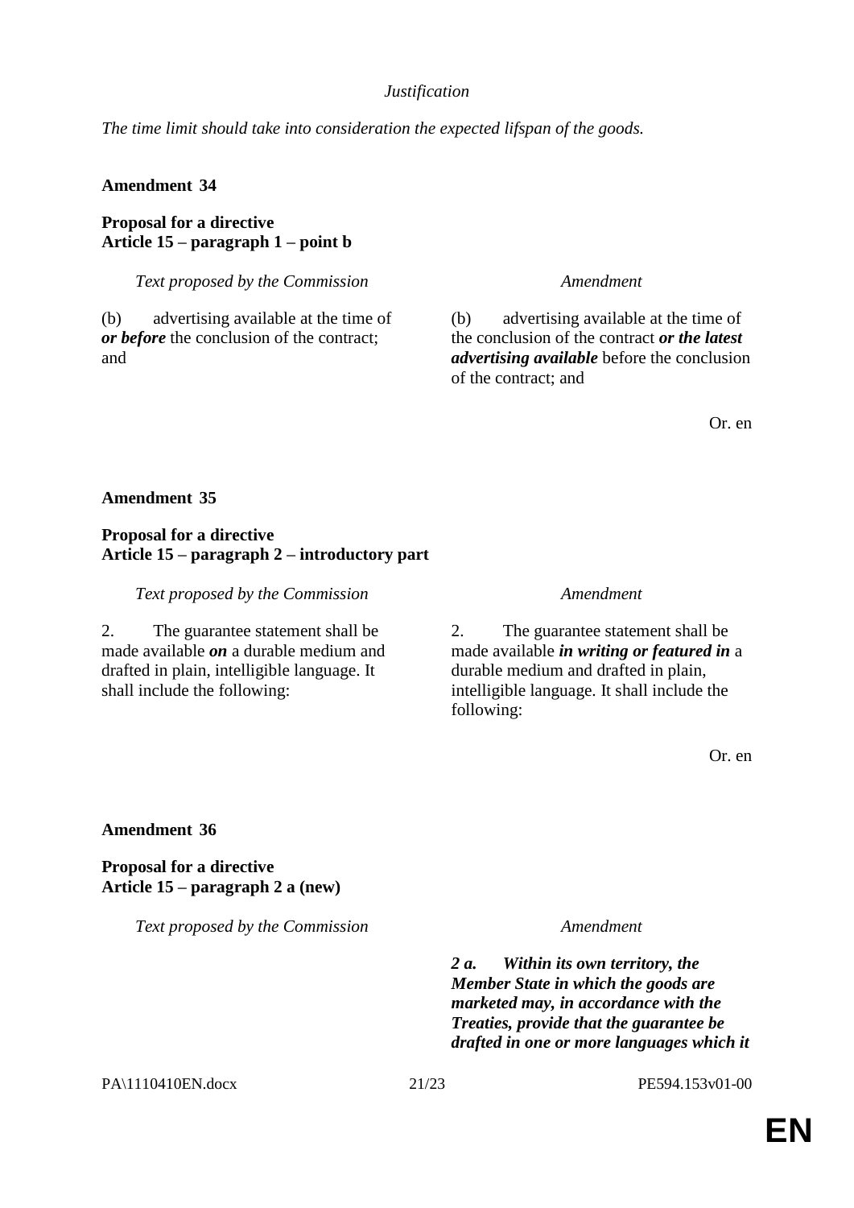*Justification*

*The time limit should take into consideration the expected lifspan of the goods.*

**Amendment 34**

**Proposal for a directive**
**Article 15 – paragraph 1 – point b**

| *Text proposed by the Commission* | *Amendment* |
|---|---|
| (b) advertising available at the time of ***or before*** the conclusion of the contract; and | (b) advertising available at the time of the conclusion of the contract ***or the latest advertising available*** before the conclusion of the contract; and |

Or. en

**Amendment 35**

**Proposal for a directive**
**Article 15 – paragraph 2 – introductory part**

| *Text proposed by the Commission* | *Amendment* |
|---|---|
| 2. The guarantee statement shall be made available ***on*** a durable medium and drafted in plain, intelligible language. It shall include the following: | 2. The guarantee statement shall be made available ***in writing or featured in*** a durable medium and drafted in plain, intelligible language. It shall include the following: |

Or. en

**Amendment 36**

**Proposal for a directive**
**Article 15 – paragraph 2 a (new)**

| *Text proposed by the Commission* | *Amendment* |
|---|---|
| | ***2 a. Within its own territory, the Member State in which the goods are marketed may, in accordance with the Treaties, provide that the guarantee be drafted in one or more languages which it*** |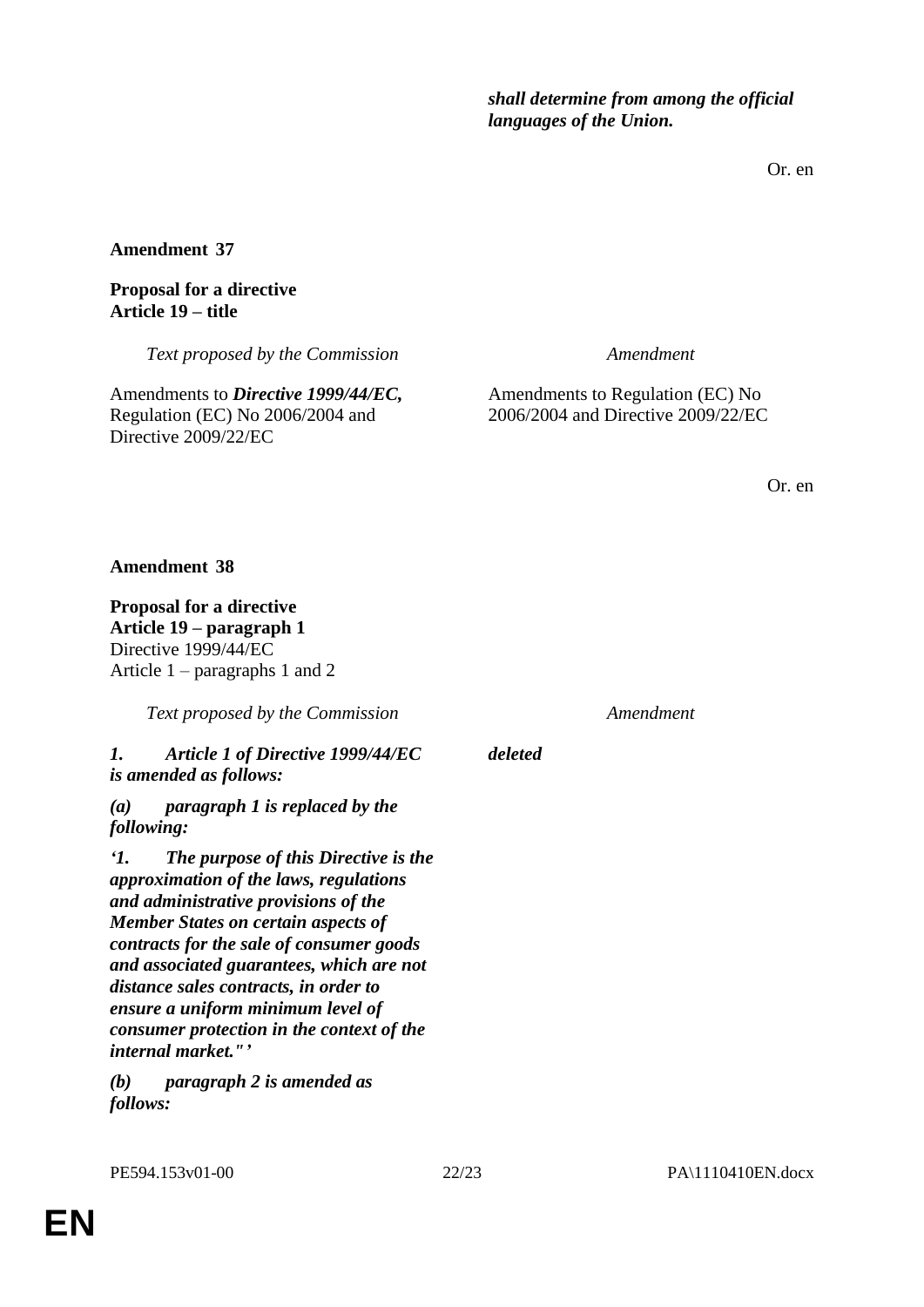| | |
|---|---|
| | ***shall determine from among the official languages of the Union.*** |

Or. en

**Amendment 37**

**Proposal for a directive**
**Article 19 – title**

| *Text proposed by the Commission* | *Amendment* |
|---|---|
| Amendments to ***Directive 1999/44/EC,*** Regulation (EC) No 2006/2004 and Directive 2009/22/EC | Amendments to Regulation (EC) No 2006/2004 and Directive 2009/22/EC |

Or. en

**Amendment 38**

**Proposal for a directive**
**Article 19 – paragraph 1**
Directive 1999/44/EC
Article 1 – paragraphs 1 and 2

| *Text proposed by the Commission* | *Amendment* |
|---|---|
| ***1. Article 1 of Directive 1999/44/EC is amended as follows:*** | ***deleted*** |
| ***(a) paragraph 1 is replaced by the following:*** | |
| ***'1. The purpose of this Directive is the approximation of the laws, regulations and administrative provisions of the Member States on certain aspects of contracts for the sale of consumer goods and associated guarantees, which are not distance sales contracts, in order to ensure a uniform minimum level of consumer protection in the context of the internal market."'*** | |
| ***(b) paragraph 2 is amended as follows:*** | |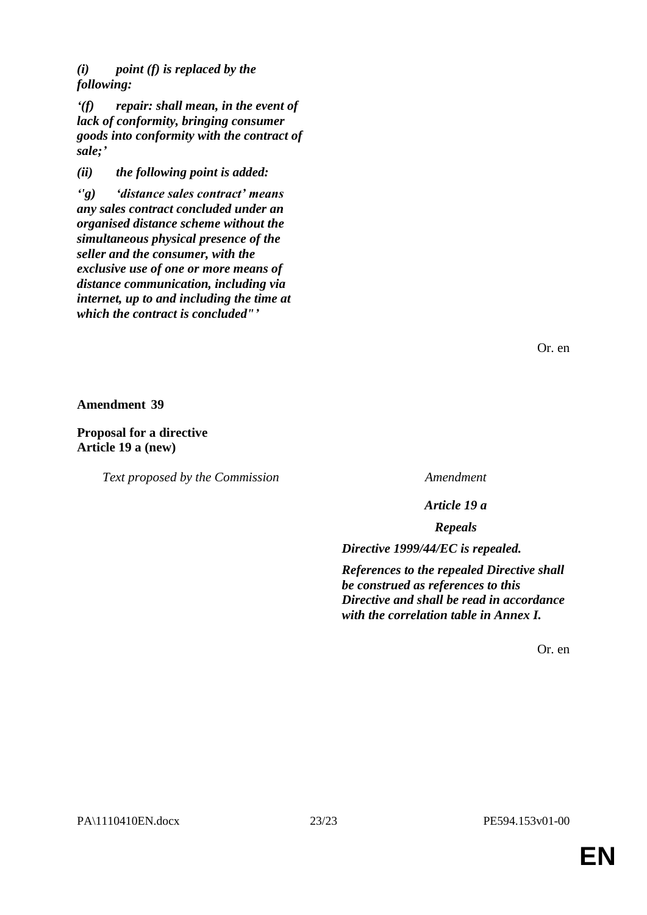***(i) point (f) is replaced by the following:***

***'(f) repair: shall mean, in the event of lack of conformity, bringing consumer goods into conformity with the contract of sale;'***

***(ii) the following point is added:***

***''g) 'distance sales contract' means any sales contract concluded under an organised distance scheme without the simultaneous physical presence of the seller and the consumer, with the exclusive use of one or more means of distance communication, including via internet, up to and including the time at which the contract is concluded"'***

Or. en

**Amendment 39**

**Proposal for a directive**
**Article 19 a (new)**

| *Text proposed by the Commission* | *Amendment* |
| --- | --- |
| | ***Article 19 a*** |
| | ***Repeals*** |
| | ***Directive 1999/44/EC is repealed.*** |
| | ***References to the repealed Directive shall be construed as references to this Directive and shall be read in accordance with the correlation table in Annex I.*** |

Or. en